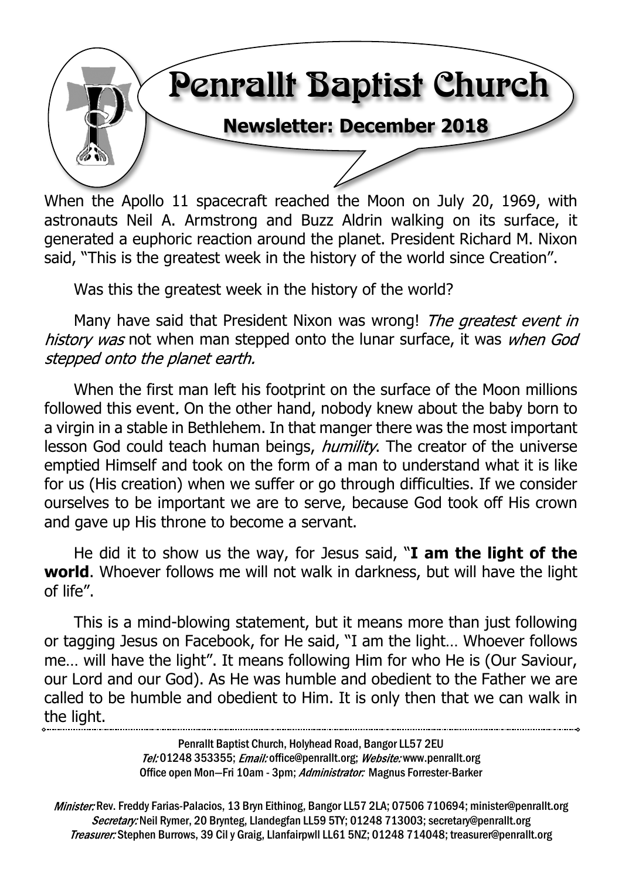# Penrallt Baptist Church

## Newsletter: December 2018

When the Apollo 11 spacecraft reached the Moon on July 20, 1969, with astronauts Neil A. Armstrong and Buzz Aldrin walking on its surface, it generated a euphoric reaction around the planet. President Richard M. Nixon said, "This is the greatest week in the history of the world since Creation".

Was this the greatest week in the history of the world?

Many have said that President Nixon was wrong! *The greatest event in history was* not when man stepped onto the lunar surface, it was *when God stepped onto the planet earth.*

When the first man left his footprint on the surface of the Moon millions followed this event. On the other hand, nobody knew about the baby born to a virgin in a stable in Bethlehem. In that manger there was the most important lesson God could teach human beings, *humility*. The creator of the universe emptied Himself and took on the form of a man to understand what it is like for us (His creation) when we suffer or go through difficulties. If we consider ourselves to be important we are to serve, because God took off His crown and gave up His throne to become a servant.

He did it to show us the way, for Jesus said, "**I am the light of the world**. Whoever follows me will not walk in darkness, but will have the light of life".

This is a mind-blowing statement, but it means more than just following or tagging Jesus on Facebook, for He said, "I am the light… Whoever follows me… will have the light". It means following Him for who He is (Our Saviour, our Lord and our God). As He was humble and obedient to the Father we are called to be humble and obedient to Him. It is only then that we can walk in the light.

---

Penrallt Baptist Church, Holyhead Road, Bangor LL57 2EU
*Tel:* 01248 353355; *Email:* office@penrallt.org; *Website:* www.penrallt.org
Office open Mon—Fri 10am - 3pm; *Administrator:* Magnus Forrester-Barker

*Minister:* Rev. Freddy Farias-Palacios, 13 Bryn Eithinog, Bangor LL57 2LA; 07506 710694; minister@penrallt.org
*Secretary:* Neil Rymer, 20 Brynteg, Llandegfan LL59 5TY; 01248 713003; secretary@penrallt.org
*Treasurer:* Stephen Burrows, 39 Cil y Graig, Llanfairpwll LL61 5NZ; 01248 714048; treasurer@penrallt.org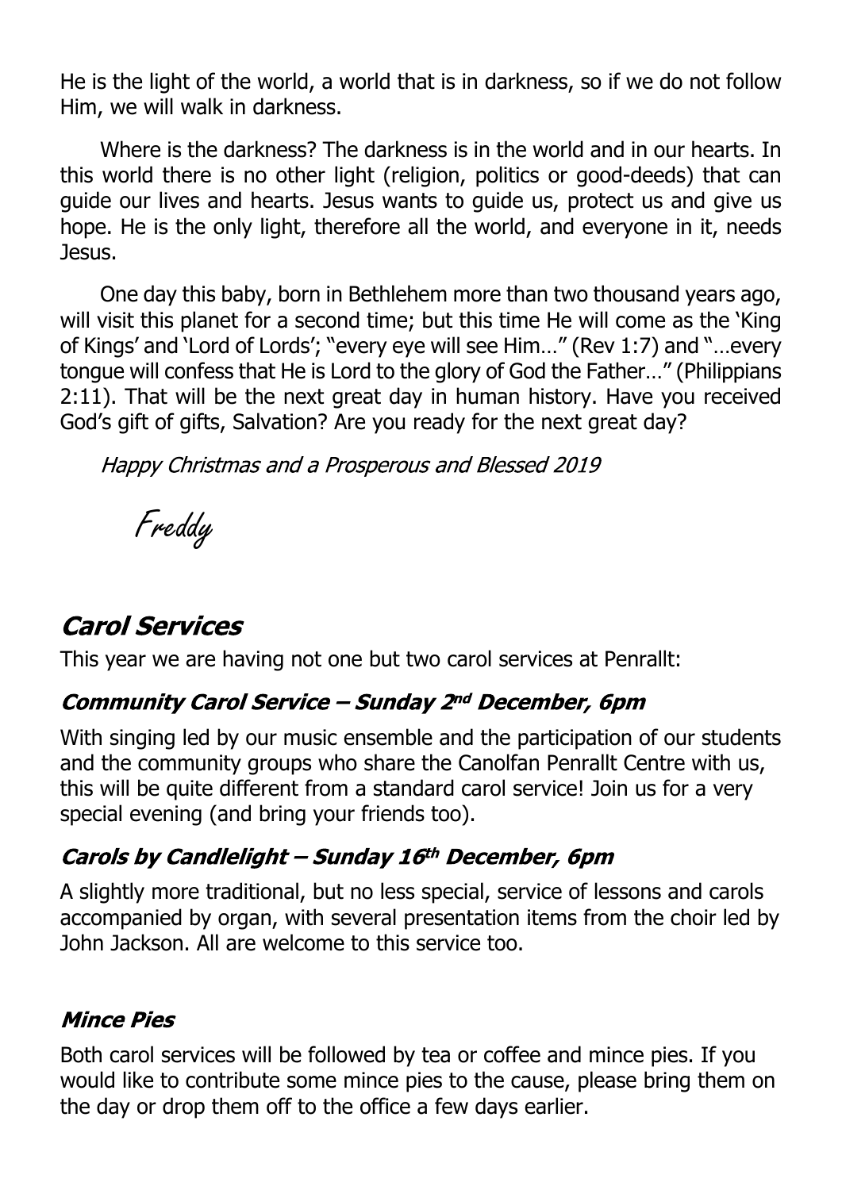He is the light of the world, a world that is in darkness, so if we do not follow Him, we will walk in darkness.

Where is the darkness? The darkness is in the world and in our hearts. In this world there is no other light (religion, politics or good-deeds) that can guide our lives and hearts. Jesus wants to guide us, protect us and give us hope. He is the only light, therefore all the world, and everyone in it, needs Jesus.

One day this baby, born in Bethlehem more than two thousand years ago, will visit this planet for a second time; but this time He will come as the 'King of Kings' and 'Lord of Lords'; "every eye will see Him…" (Rev 1:7) and "…every tongue will confess that He is Lord to the glory of God the Father…" (Philippians 2:11). That will be the next great day in human history. Have you received God's gift of gifts, Salvation? Are you ready for the next great day?

*Happy Christmas and a Prosperous and Blessed 2019*

*Freddy*

## Carol Services

This year we are having not one but two carol services at Penrallt:

### Community Carol Service – Sunday 2nd December, 6pm

With singing led by our music ensemble and the participation of our students and the community groups who share the Canolfan Penrallt Centre with us, this will be quite different from a standard carol service! Join us for a very special evening (and bring your friends too).

### Carols by Candlelight – Sunday 16th December, 6pm

A slightly more traditional, but no less special, service of lessons and carols accompanied by organ, with several presentation items from the choir led by John Jackson. All are welcome to this service too.

### Mince Pies

Both carol services will be followed by tea or coffee and mince pies. If you would like to contribute some mince pies to the cause, please bring them on the day or drop them off to the office a few days earlier.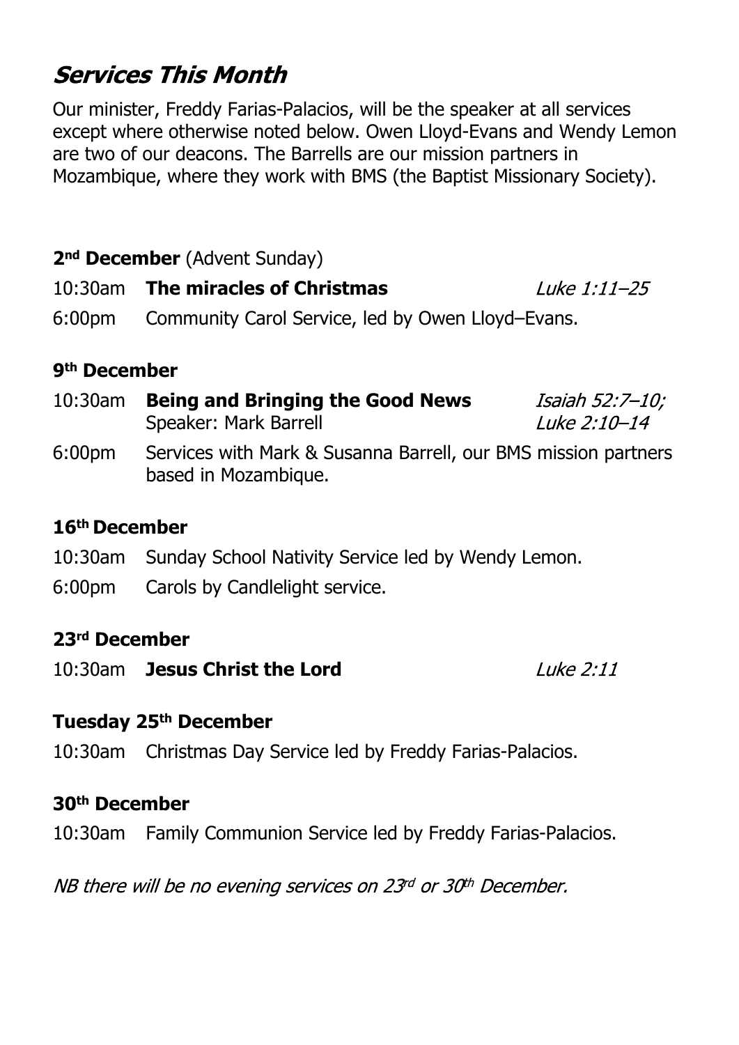## *Services This Month*

Our minister, Freddy Farias-Palacios, will be the speaker at all services except where otherwise noted below. Owen Lloyd-Evans and Wendy Lemon are two of our deacons. The Barrells are our mission partners in Mozambique, where they work with BMS (the Baptist Missionary Society).

**2nd December** (Advent Sunday)

10:30am **The miracles of Christmas** *Luke 1:11–25*

6:00pm Community Carol Service, led by Owen Lloyd–Evans.

**9th December**

10:30am **Being and Bringing the Good News** *Isaiah 52:7–10; Luke 2:10–14*
Speaker: Mark Barrell

6:00pm Services with Mark & Susanna Barrell, our BMS mission partners based in Mozambique.

**16th December**

10:30am Sunday School Nativity Service led by Wendy Lemon.

6:00pm Carols by Candlelight service.

**23rd December**

10:30am **Jesus Christ the Lord** *Luke 2:11*

**Tuesday 25th December**

10:30am Christmas Day Service led by Freddy Farias-Palacios.

**30th December**

10:30am Family Communion Service led by Freddy Farias-Palacios.

*NB there will be no evening services on 23rd or 30th December.*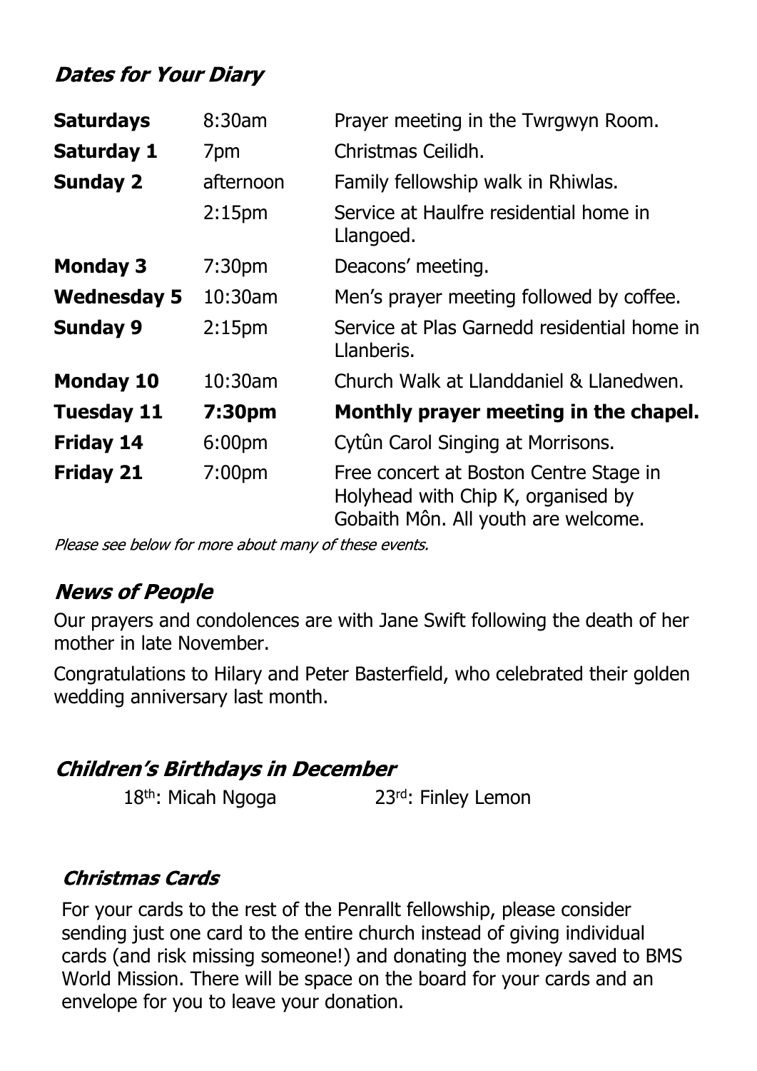## *Dates for Your Diary*

| | | |
|---|---|---|
| **Saturdays** | 8:30am | Prayer meeting in the Twrgwyn Room. |
| **Saturday 1** | 7pm | Christmas Ceilidh. |
| **Sunday 2** | afternoon | Family fellowship walk in Rhiwlas. |
| | 2:15pm | Service at Haulfre residential home in Llangoed. |
| **Monday 3** | 7:30pm | Deacons' meeting. |
| **Wednesday 5** | 10:30am | Men's prayer meeting followed by coffee. |
| **Sunday 9** | 2:15pm | Service at Plas Garnedd residential home in Llanberis. |
| **Monday 10** | 10:30am | Church Walk at Llanddaniel & Llanedwen. |
| **Tuesday 11** | **7:30pm** | **Monthly prayer meeting in the chapel.** |
| **Friday 14** | 6:00pm | Cytûn Carol Singing at Morrisons. |
| **Friday 21** | 7:00pm | Free concert at Boston Centre Stage in Holyhead with Chip K, organised by Gobaith Môn. All youth are welcome. |

*Please see below for more about many of these events.*

## *News of People*

Our prayers and condolences are with Jane Swift following the death of her mother in late November.

Congratulations to Hilary and Peter Basterfield, who celebrated their golden wedding anniversary last month.

## *Children's Birthdays in December*

18th: Micah Ngoga    23rd: Finley Lemon

## *Christmas Cards*

For your cards to the rest of the Penrallt fellowship, please consider sending just one card to the entire church instead of giving individual cards (and risk missing someone!) and donating the money saved to BMS World Mission. There will be space on the board for your cards and an envelope for you to leave your donation.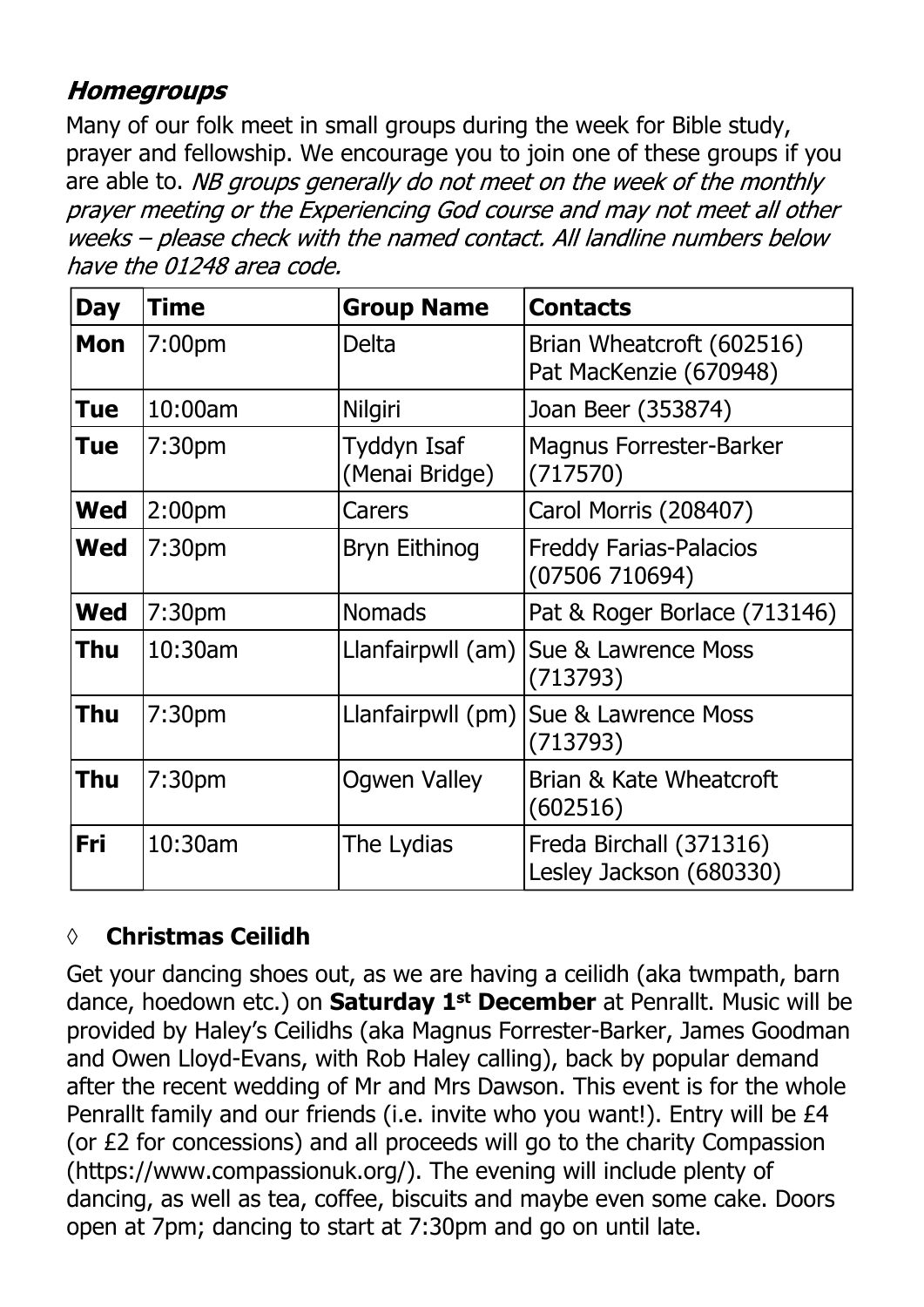## *Homegroups*

Many of our folk meet in small groups during the week for Bible study, prayer and fellowship. We encourage you to join one of these groups if you are able to. *NB groups generally do not meet on the week of the monthly prayer meeting or the Experiencing God course and may not meet all other weeks – please check with the named contact. All landline numbers below have the 01248 area code.*

| Day | Time | Group Name | Contacts |
|---|---|---|---|
| **Mon** | 7:00pm | Delta | Brian Wheatcroft (602516) Pat MacKenzie (670948) |
| **Tue** | 10:00am | Nilgiri | Joan Beer (353874) |
| **Tue** | 7:30pm | Tyddyn Isaf (Menai Bridge) | Magnus Forrester-Barker (717570) |
| **Wed** | 2:00pm | Carers | Carol Morris (208407) |
| **Wed** | 7:30pm | Bryn Eithinog | Freddy Farias-Palacios (07506 710694) |
| **Wed** | 7:30pm | Nomads | Pat & Roger Borlace (713146) |
| **Thu** | 10:30am | Llanfairpwll (am) | Sue & Lawrence Moss (713793) |
| **Thu** | 7:30pm | Llanfairpwll (pm) | Sue & Lawrence Moss (713793) |
| **Thu** | 7:30pm | Ogwen Valley | Brian & Kate Wheatcroft (602516) |
| **Fri** | 10:30am | The Lydias | Freda Birchall (371316) Lesley Jackson (680330) |

◊ **Christmas Ceilidh**

Get your dancing shoes out, as we are having a ceilidh (aka twmpath, barn dance, hoedown etc.) on **Saturday 1st December** at Penrallt. Music will be provided by Haley's Ceilidhs (aka Magnus Forrester-Barker, James Goodman and Owen Lloyd-Evans, with Rob Haley calling), back by popular demand after the recent wedding of Mr and Mrs Dawson. This event is for the whole Penrallt family and our friends (i.e. invite who you want!). Entry will be £4 (or £2 for concessions) and all proceeds will go to the charity Compassion (https://www.compassionuk.org/). The evening will include plenty of dancing, as well as tea, coffee, biscuits and maybe even some cake. Doors open at 7pm; dancing to start at 7:30pm and go on until late.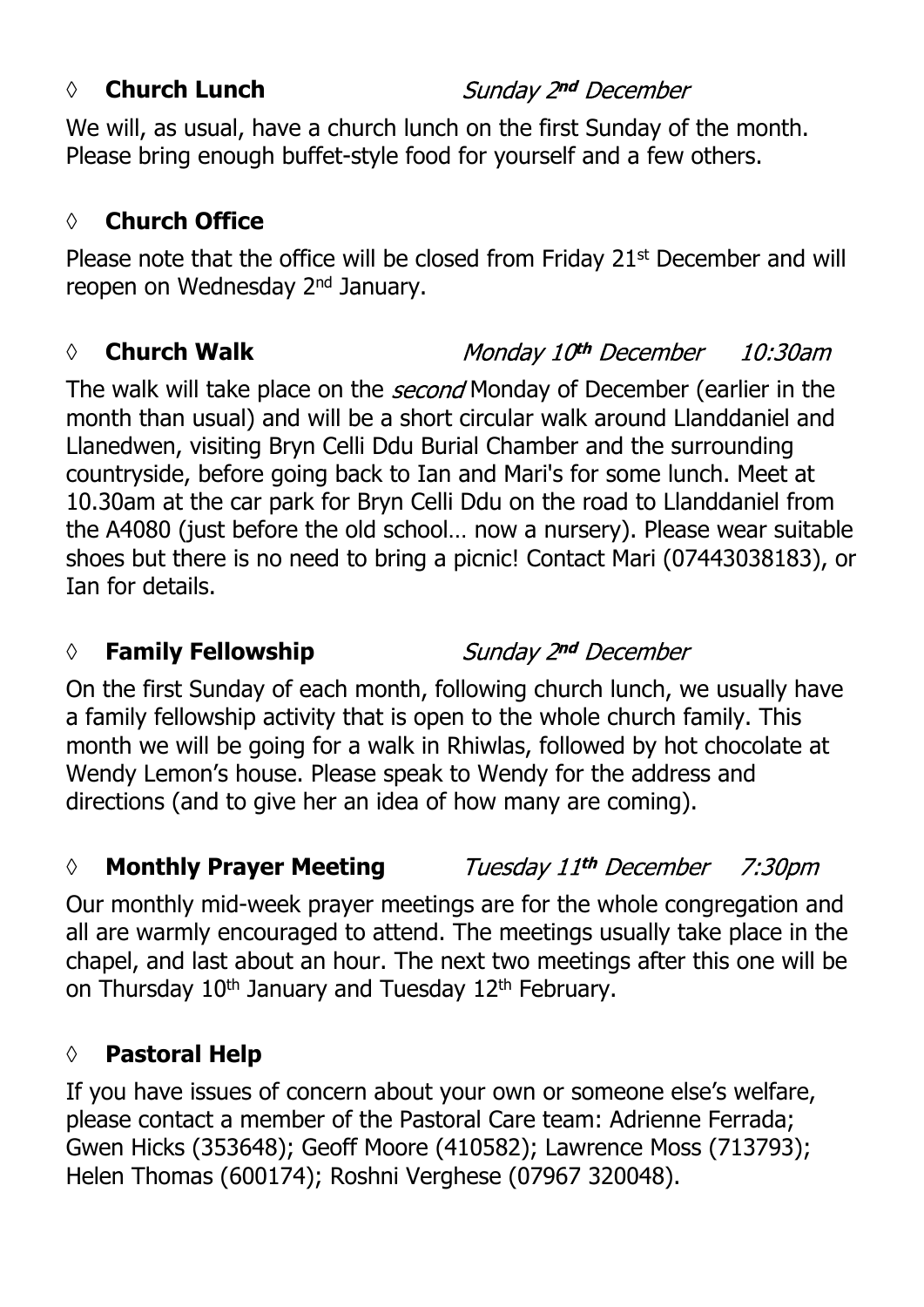◊ **Church Lunch** *Sunday 2nd December*

We will, as usual, have a church lunch on the first Sunday of the month. Please bring enough buffet-style food for yourself and a few others.

◊ **Church Office**

Please note that the office will be closed from Friday 21st December and will reopen on Wednesday 2nd January.

◊ **Church Walk** *Monday 10th December 10:30am*

The walk will take place on the *second* Monday of December (earlier in the month than usual) and will be a short circular walk around Llanddaniel and Llanedwen, visiting Bryn Celli Ddu Burial Chamber and the surrounding countryside, before going back to Ian and Mari's for some lunch. Meet at 10.30am at the car park for Bryn Celli Ddu on the road to Llanddaniel from the A4080 (just before the old school… now a nursery). Please wear suitable shoes but there is no need to bring a picnic! Contact Mari (07443038183), or Ian for details.

◊ **Family Fellowship** *Sunday 2nd December*

On the first Sunday of each month, following church lunch, we usually have a family fellowship activity that is open to the whole church family. This month we will be going for a walk in Rhiwlas, followed by hot chocolate at Wendy Lemon's house. Please speak to Wendy for the address and directions (and to give her an idea of how many are coming).

◊ **Monthly Prayer Meeting** *Tuesday 11th December 7:30pm*

Our monthly mid-week prayer meetings are for the whole congregation and all are warmly encouraged to attend. The meetings usually take place in the chapel, and last about an hour. The next two meetings after this one will be on Thursday 10th January and Tuesday 12th February.

◊ **Pastoral Help**

If you have issues of concern about your own or someone else's welfare, please contact a member of the Pastoral Care team: Adrienne Ferrada; Gwen Hicks (353648); Geoff Moore (410582); Lawrence Moss (713793); Helen Thomas (600174); Roshni Verghese (07967 320048).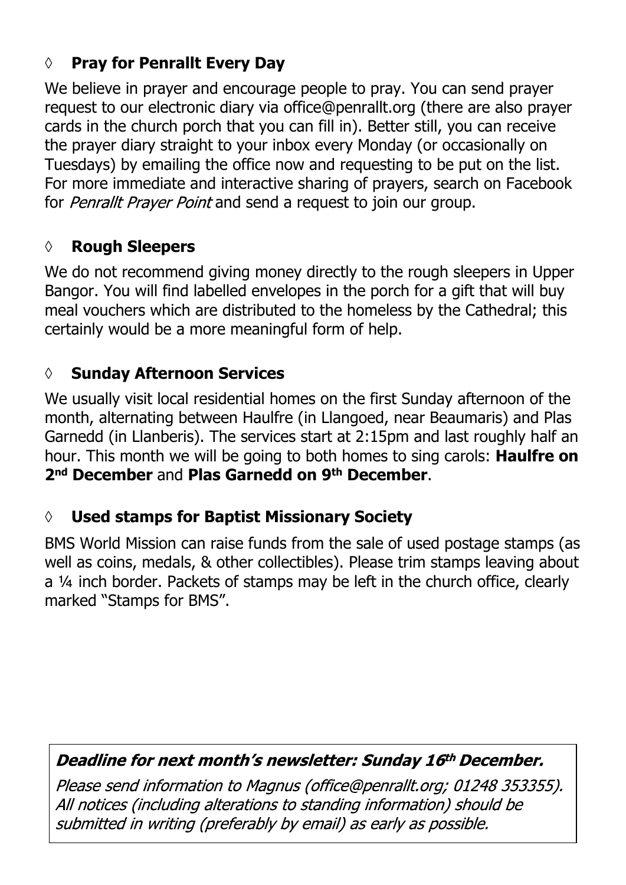## ◊ Pray for Penrallt Every Day

We believe in prayer and encourage people to pray. You can send prayer request to our electronic diary via office@penrallt.org (there are also prayer cards in the church porch that you can fill in). Better still, you can receive the prayer diary straight to your inbox every Monday (or occasionally on Tuesdays) by emailing the office now and requesting to be put on the list. For more immediate and interactive sharing of prayers, search on Facebook for *Penrallt Prayer Point* and send a request to join our group.

## ◊ Rough Sleepers

We do not recommend giving money directly to the rough sleepers in Upper Bangor. You will find labelled envelopes in the porch for a gift that will buy meal vouchers which are distributed to the homeless by the Cathedral; this certainly would be a more meaningful form of help.

## ◊ Sunday Afternoon Services

We usually visit local residential homes on the first Sunday afternoon of the month, alternating between Haulfre (in Llangoed, near Beaumaris) and Plas Garnedd (in Llanberis). The services start at 2:15pm and last roughly half an hour. This month we will be going to both homes to sing carols: **Haulfre on 2nd December** and **Plas Garnedd on 9th December**.

## ◊ Used stamps for Baptist Missionary Society

BMS World Mission can raise funds from the sale of used postage stamps (as well as coins, medals, & other collectibles). Please trim stamps leaving about a ¼ inch border. Packets of stamps may be left in the church office, clearly marked "Stamps for BMS".

***Deadline for next month's newsletter: Sunday 16th December.***

*Please send information to Magnus (office@penrallt.org; 01248 353355). All notices (including alterations to standing information) should be submitted in writing (preferably by email) as early as possible.*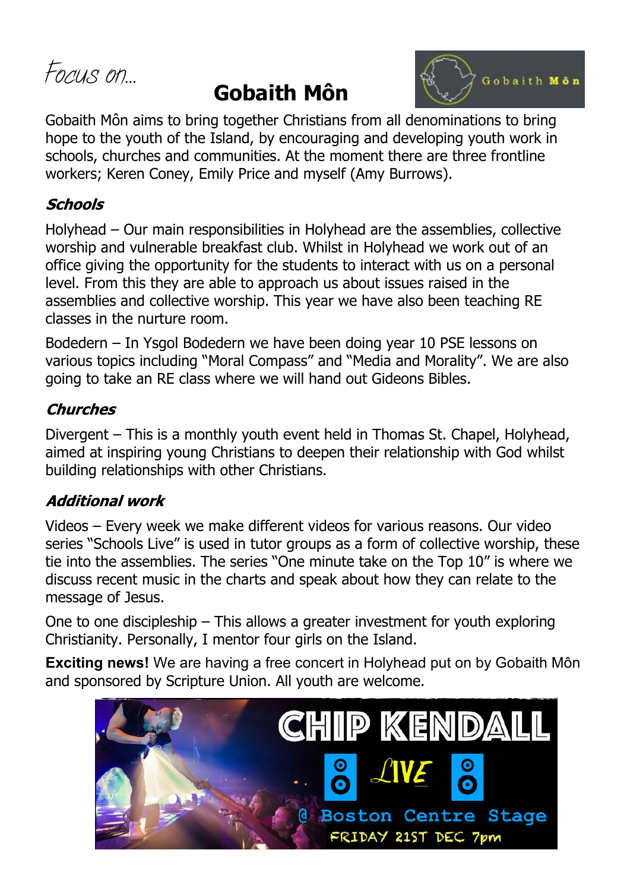*Focus on...*

# Gobaith Môn

Gobaith Môn aims to bring together Christians from all denominations to bring hope to the youth of the Island, by encouraging and developing youth work in schools, churches and communities. At the moment there are three frontline workers; Keren Coney, Emily Price and myself (Amy Burrows).

## *Schools*

Holyhead – Our main responsibilities in Holyhead are the assemblies, collective worship and vulnerable breakfast club. Whilst in Holyhead we work out of an office giving the opportunity for the students to interact with us on a personal level. From this they are able to approach us about issues raised in the assemblies and collective worship. This year we have also been teaching RE classes in the nurture room.

Bodedern – In Ysgol Bodedern we have been doing year 10 PSE lessons on various topics including "Moral Compass" and "Media and Morality". We are also going to take an RE class where we will hand out Gideons Bibles.

## *Churches*

Divergent – This is a monthly youth event held in Thomas St. Chapel, Holyhead, aimed at inspiring young Christians to deepen their relationship with God whilst building relationships with other Christians.

## *Additional work*

Videos – Every week we make different videos for various reasons. Our video series "Schools Live" is used in tutor groups as a form of collective worship, these tie into the assemblies. The series "One minute take on the Top 10" is where we discuss recent music in the charts and speak about how they can relate to the message of Jesus.

One to one discipleship – This allows a greater investment for youth exploring Christianity. Personally, I mentor four girls on the Island.

**Exciting news!** We are having a free concert in Holyhead put on by Gobaith Môn and sponsored by Scripture Union. All youth are welcome.

CHIP KENDALL

LIVE

@ Boston Centre Stage

FRIDAY 21ST DEC 7pm